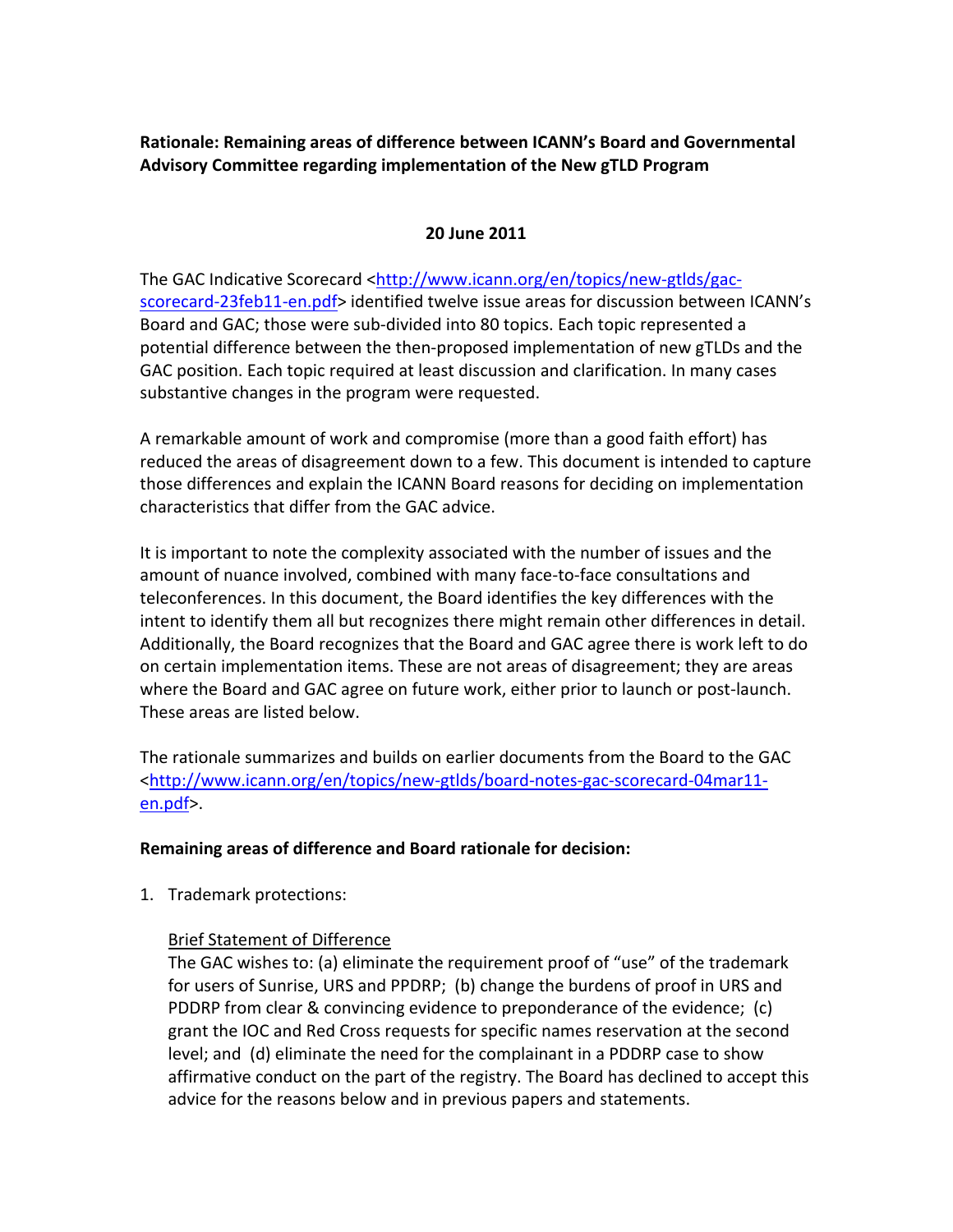**Rationale: Remaining areas of difference between ICANN's Board and Governmental Advisory Committee regarding implementation of the New gTLD Program**

**20 June 2011**

The GAC Indicative Scorecard <http://www.icann.org/en/topics/new-gtlds/gac-scorecard-23feb11-en.pdf> identified twelve issue areas for discussion between ICANN's Board and GAC; those were sub-divided into 80 topics. Each topic represented a potential difference between the then-proposed implementation of new gTLDs and the GAC position. Each topic required at least discussion and clarification. In many cases substantive changes in the program were requested.

A remarkable amount of work and compromise (more than a good faith effort) has reduced the areas of disagreement down to a few. This document is intended to capture those differences and explain the ICANN Board reasons for deciding on implementation characteristics that differ from the GAC advice.

It is important to note the complexity associated with the number of issues and the amount of nuance involved, combined with many face-to-face consultations and teleconferences. In this document, the Board identifies the key differences with the intent to identify them all but recognizes there might remain other differences in detail. Additionally, the Board recognizes that the Board and GAC agree there is work left to do on certain implementation items. These are not areas of disagreement; they are areas where the Board and GAC agree on future work, either prior to launch or post-launch. These areas are listed below.

The rationale summarizes and builds on earlier documents from the Board to the GAC <http://www.icann.org/en/topics/new-gtlds/board-notes-gac-scorecard-04mar11-en.pdf>.

**Remaining areas of difference and Board rationale for decision:**

1. Trademark protections:

   Brief Statement of Difference

   The GAC wishes to: (a) eliminate the requirement proof of "use" of the trademark for users of Sunrise, URS and PPDRP; (b) change the burdens of proof in URS and PDDRP from clear & convincing evidence to preponderance of the evidence; (c) grant the IOC and Red Cross requests for specific names reservation at the second level; and (d) eliminate the need for the complainant in a PDDRP case to show affirmative conduct on the part of the registry. The Board has declined to accept this advice for the reasons below and in previous papers and statements.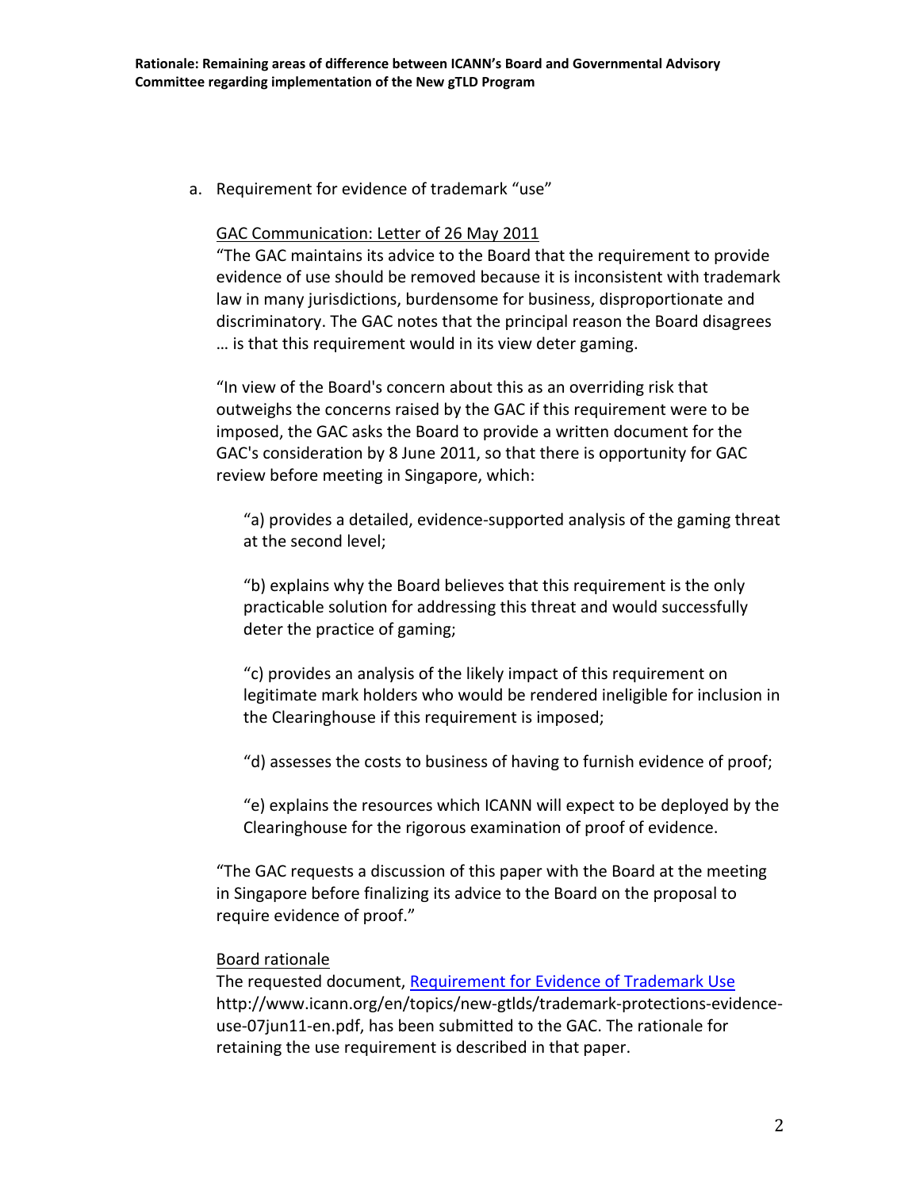a. Requirement for evidence of trademark "use"

<u>GAC Communication: Letter of 26 May 2011</u>

"The GAC maintains its advice to the Board that the requirement to provide evidence of use should be removed because it is inconsistent with trademark law in many jurisdictions, burdensome for business, disproportionate and discriminatory. The GAC notes that the principal reason the Board disagrees … is that this requirement would in its view deter gaming.

"In view of the Board's concern about this as an overriding risk that outweighs the concerns raised by the GAC if this requirement were to be imposed, the GAC asks the Board to provide a written document for the GAC's consideration by 8 June 2011, so that there is opportunity for GAC review before meeting in Singapore, which:

> "a) provides a detailed, evidence-supported analysis of the gaming threat at the second level;
>
> "b) explains why the Board believes that this requirement is the only practicable solution for addressing this threat and would successfully deter the practice of gaming;
>
> "c) provides an analysis of the likely impact of this requirement on legitimate mark holders who would be rendered ineligible for inclusion in the Clearinghouse if this requirement is imposed;
>
> "d) assesses the costs to business of having to furnish evidence of proof;
>
> "e) explains the resources which ICANN will expect to be deployed by the Clearinghouse for the rigorous examination of proof of evidence.

"The GAC requests a discussion of this paper with the Board at the meeting in Singapore before finalizing its advice to the Board on the proposal to require evidence of proof."

<u>Board rationale</u>

The requested document, [Requirement for Evidence of Trademark Use](http://www.icann.org/en/topics/new-gtlds/trademark-protections-evidence-use-07jun11-en.pdf) http://www.icann.org/en/topics/new-gtlds/trademark-protections-evidence-use-07jun11-en.pdf, has been submitted to the GAC. The rationale for retaining the use requirement is described in that paper.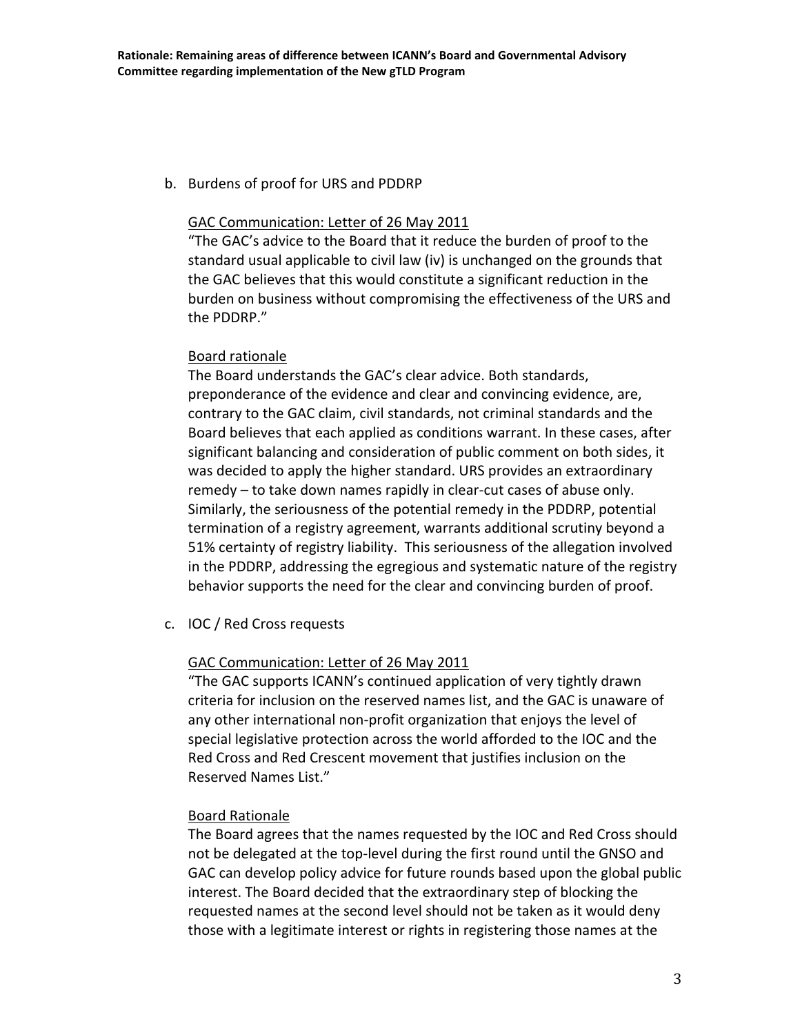b. Burdens of proof for URS and PDDRP

   GAC Communication: Letter of 26 May 2011

   "The GAC's advice to the Board that it reduce the burden of proof to the standard usual applicable to civil law (iv) is unchanged on the grounds that the GAC believes that this would constitute a significant reduction in the burden on business without compromising the effectiveness of the URS and the PDDRP."

   Board rationale

   The Board understands the GAC's clear advice. Both standards, preponderance of the evidence and clear and convincing evidence, are, contrary to the GAC claim, civil standards, not criminal standards and the Board believes that each applied as conditions warrant. In these cases, after significant balancing and consideration of public comment on both sides, it was decided to apply the higher standard. URS provides an extraordinary remedy – to take down names rapidly in clear-cut cases of abuse only. Similarly, the seriousness of the potential remedy in the PDDRP, potential termination of a registry agreement, warrants additional scrutiny beyond a 51% certainty of registry liability. This seriousness of the allegation involved in the PDDRP, addressing the egregious and systematic nature of the registry behavior supports the need for the clear and convincing burden of proof.

c. IOC / Red Cross requests

   GAC Communication: Letter of 26 May 2011

   "The GAC supports ICANN's continued application of very tightly drawn criteria for inclusion on the reserved names list, and the GAC is unaware of any other international non-profit organization that enjoys the level of special legislative protection across the world afforded to the IOC and the Red Cross and Red Crescent movement that justifies inclusion on the Reserved Names List."

   Board Rationale

   The Board agrees that the names requested by the IOC and Red Cross should not be delegated at the top-level during the first round until the GNSO and GAC can develop policy advice for future rounds based upon the global public interest. The Board decided that the extraordinary step of blocking the requested names at the second level should not be taken as it would deny those with a legitimate interest or rights in registering those names at the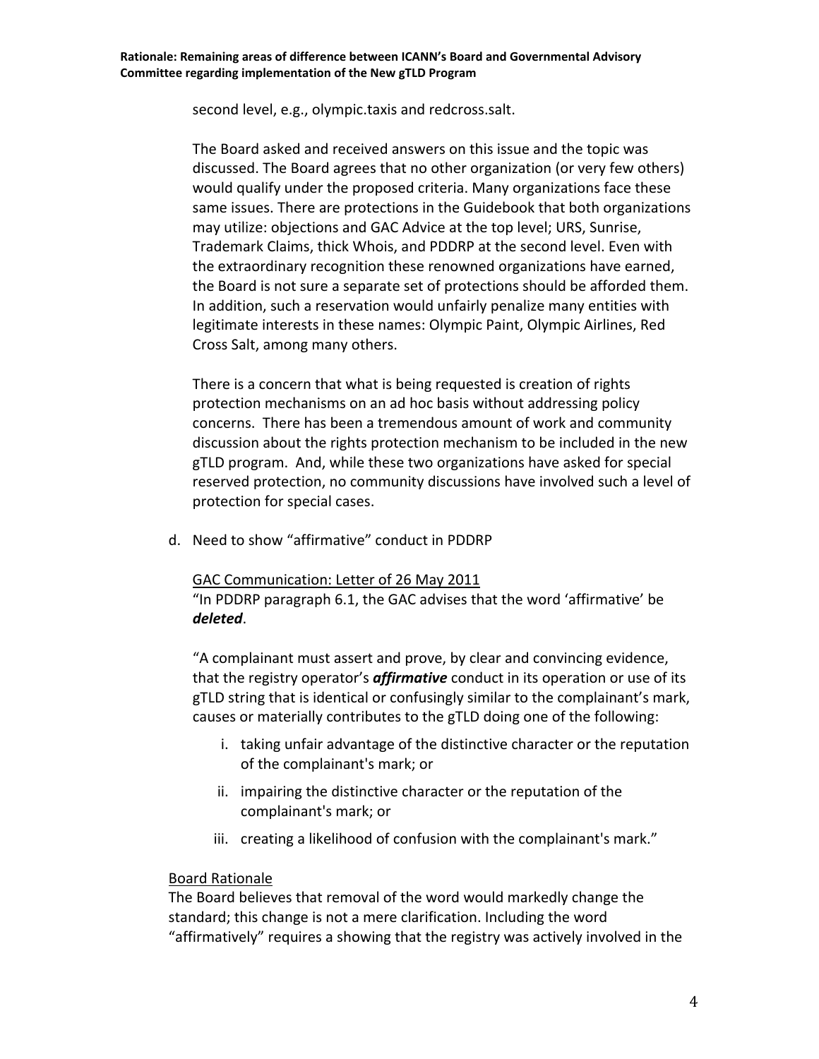second level, e.g., olympic.taxis and redcross.salt.

The Board asked and received answers on this issue and the topic was discussed. The Board agrees that no other organization (or very few others) would qualify under the proposed criteria. Many organizations face these same issues. There are protections in the Guidebook that both organizations may utilize: objections and GAC Advice at the top level; URS, Sunrise, Trademark Claims, thick Whois, and PDDRP at the second level. Even with the extraordinary recognition these renowned organizations have earned, the Board is not sure a separate set of protections should be afforded them. In addition, such a reservation would unfairly penalize many entities with legitimate interests in these names: Olympic Paint, Olympic Airlines, Red Cross Salt, among many others.

There is a concern that what is being requested is creation of rights protection mechanisms on an ad hoc basis without addressing policy concerns. There has been a tremendous amount of work and community discussion about the rights protection mechanism to be included in the new gTLD program. And, while these two organizations have asked for special reserved protection, no community discussions have involved such a level of protection for special cases.

d. Need to show "affirmative" conduct in PDDRP

GAC Communication: Letter of 26 May 2011

"In PDDRP paragraph 6.1, the GAC advises that the word 'affirmative' be ***deleted***.

"A complainant must assert and prove, by clear and convincing evidence, that the registry operator's ***affirmative*** conduct in its operation or use of its gTLD string that is identical or confusingly similar to the complainant's mark, causes or materially contributes to the gTLD doing one of the following:

i. taking unfair advantage of the distinctive character or the reputation of the complainant's mark; or
ii. impairing the distinctive character or the reputation of the complainant's mark; or
iii. creating a likelihood of confusion with the complainant's mark."

Board Rationale

The Board believes that removal of the word would markedly change the standard; this change is not a mere clarification. Including the word "affirmatively" requires a showing that the registry was actively involved in the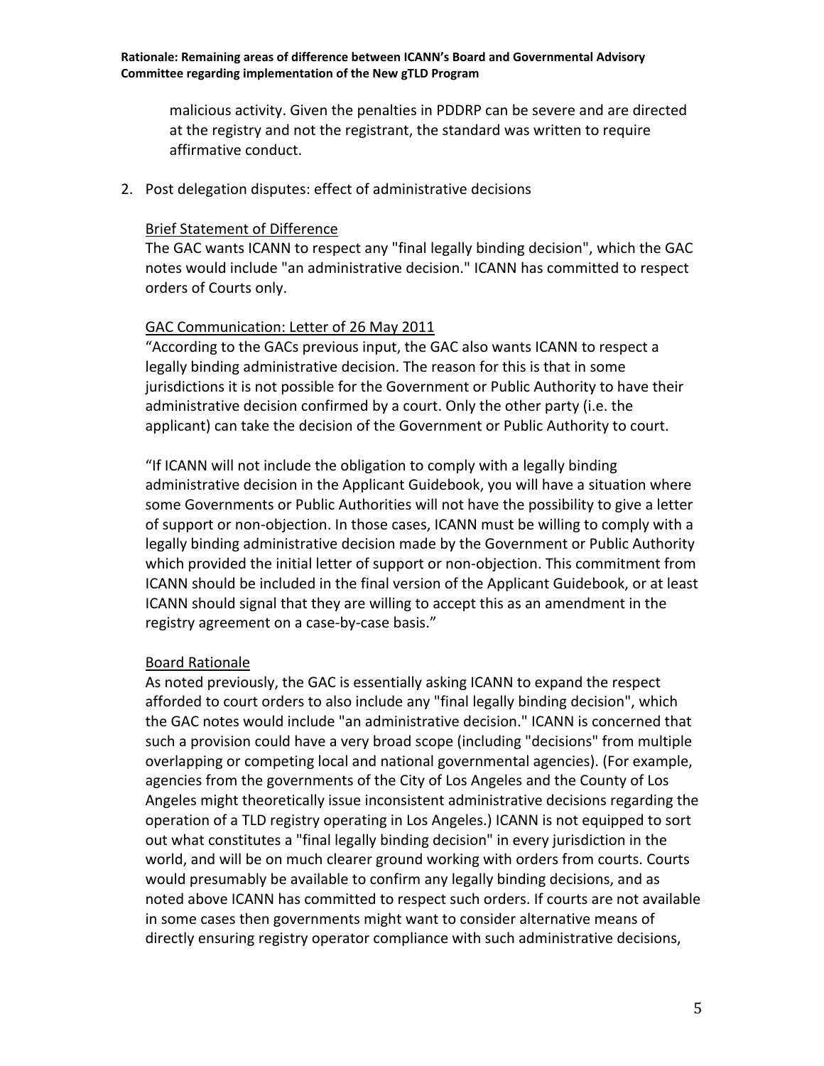malicious activity. Given the penalties in PDDRP can be severe and are directed at the registry and not the registrant, the standard was written to require affirmative conduct.

2. Post delegation disputes: effect of administrative decisions

<u>Brief Statement of Difference</u>

The GAC wants ICANN to respect any "final legally binding decision", which the GAC notes would include "an administrative decision." ICANN has committed to respect orders of Courts only.

<u>GAC Communication: Letter of 26 May 2011</u>

"According to the GACs previous input, the GAC also wants ICANN to respect a legally binding administrative decision. The reason for this is that in some jurisdictions it is not possible for the Government or Public Authority to have their administrative decision confirmed by a court. Only the other party (i.e. the applicant) can take the decision of the Government or Public Authority to court.

"If ICANN will not include the obligation to comply with a legally binding administrative decision in the Applicant Guidebook, you will have a situation where some Governments or Public Authorities will not have the possibility to give a letter of support or non-objection. In those cases, ICANN must be willing to comply with a legally binding administrative decision made by the Government or Public Authority which provided the initial letter of support or non-objection. This commitment from ICANN should be included in the final version of the Applicant Guidebook, or at least ICANN should signal that they are willing to accept this as an amendment in the registry agreement on a case-by-case basis."

<u>Board Rationale</u>

As noted previously, the GAC is essentially asking ICANN to expand the respect afforded to court orders to also include any "final legally binding decision", which the GAC notes would include "an administrative decision." ICANN is concerned that such a provision could have a very broad scope (including "decisions" from multiple overlapping or competing local and national governmental agencies). (For example, agencies from the governments of the City of Los Angeles and the County of Los Angeles might theoretically issue inconsistent administrative decisions regarding the operation of a TLD registry operating in Los Angeles.) ICANN is not equipped to sort out what constitutes a "final legally binding decision" in every jurisdiction in the world, and will be on much clearer ground working with orders from courts. Courts would presumably be available to confirm any legally binding decisions, and as noted above ICANN has committed to respect such orders. If courts are not available in some cases then governments might want to consider alternative means of directly ensuring registry operator compliance with such administrative decisions,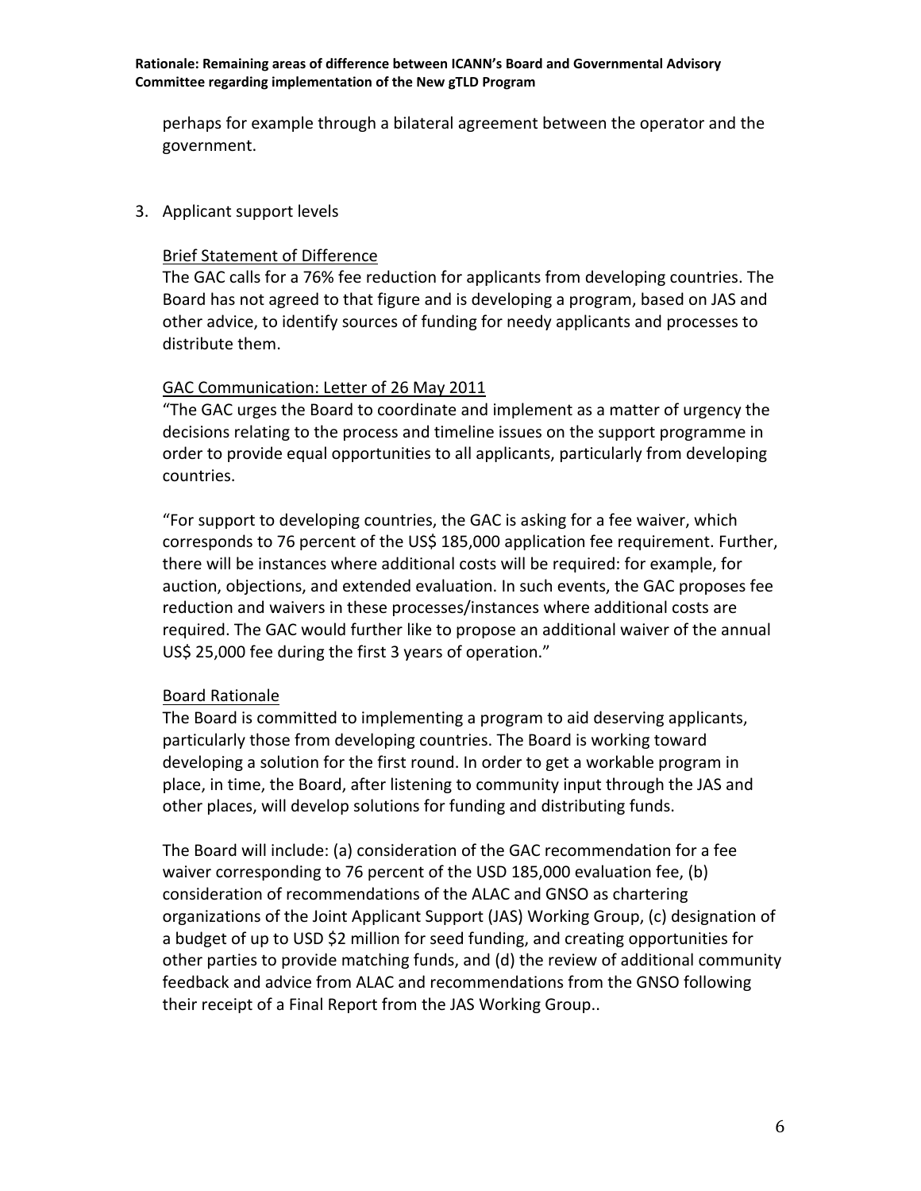perhaps for example through a bilateral agreement between the operator and the government.

3. Applicant support levels

   Brief Statement of Difference

   The GAC calls for a 76% fee reduction for applicants from developing countries. The Board has not agreed to that figure and is developing a program, based on JAS and other advice, to identify sources of funding for needy applicants and processes to distribute them.

   GAC Communication: Letter of 26 May 2011

   "The GAC urges the Board to coordinate and implement as a matter of urgency the decisions relating to the process and timeline issues on the support programme in order to provide equal opportunities to all applicants, particularly from developing countries.

   "For support to developing countries, the GAC is asking for a fee waiver, which corresponds to 76 percent of the US$ 185,000 application fee requirement. Further, there will be instances where additional costs will be required: for example, for auction, objections, and extended evaluation. In such events, the GAC proposes fee reduction and waivers in these processes/instances where additional costs are required. The GAC would further like to propose an additional waiver of the annual US$ 25,000 fee during the first 3 years of operation."

   Board Rationale

   The Board is committed to implementing a program to aid deserving applicants, particularly those from developing countries. The Board is working toward developing a solution for the first round. In order to get a workable program in place, in time, the Board, after listening to community input through the JAS and other places, will develop solutions for funding and distributing funds.

   The Board will include: (a) consideration of the GAC recommendation for a fee waiver corresponding to 76 percent of the USD 185,000 evaluation fee, (b) consideration of recommendations of the ALAC and GNSO as chartering organizations of the Joint Applicant Support (JAS) Working Group, (c) designation of a budget of up to USD $2 million for seed funding, and creating opportunities for other parties to provide matching funds, and (d) the review of additional community feedback and advice from ALAC and recommendations from the GNSO following their receipt of a Final Report from the JAS Working Group..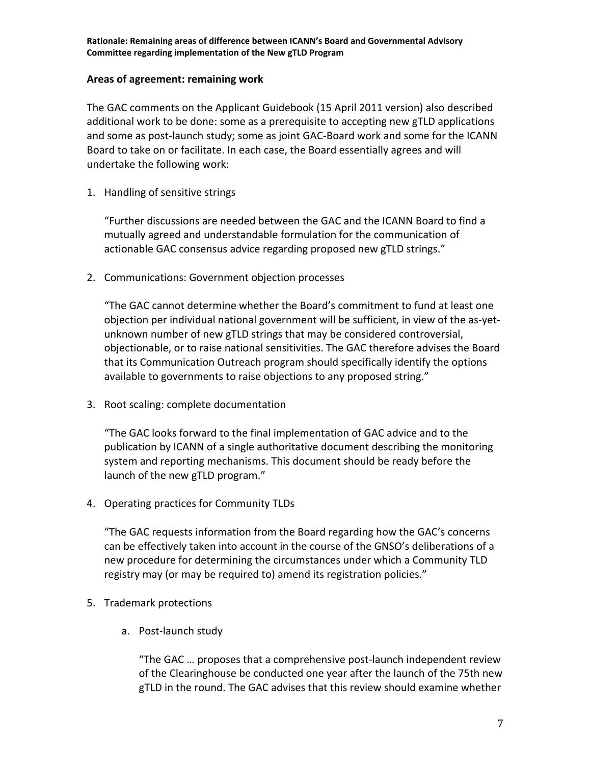## Areas of agreement: remaining work

The GAC comments on the Applicant Guidebook (15 April 2011 version) also described additional work to be done: some as a prerequisite to accepting new gTLD applications and some as post-launch study; some as joint GAC-Board work and some for the ICANN Board to take on or facilitate. In each case, the Board essentially agrees and will undertake the following work:

1. Handling of sensitive strings

   "Further discussions are needed between the GAC and the ICANN Board to find a mutually agreed and understandable formulation for the communication of actionable GAC consensus advice regarding proposed new gTLD strings."

2. Communications: Government objection processes

   "The GAC cannot determine whether the Board's commitment to fund at least one objection per individual national government will be sufficient, in view of the as-yet-unknown number of new gTLD strings that may be considered controversial, objectionable, or to raise national sensitivities. The GAC therefore advises the Board that its Communication Outreach program should specifically identify the options available to governments to raise objections to any proposed string."

3. Root scaling: complete documentation

   "The GAC looks forward to the final implementation of GAC advice and to the publication by ICANN of a single authoritative document describing the monitoring system and reporting mechanisms. This document should be ready before the launch of the new gTLD program."

4. Operating practices for Community TLDs

   "The GAC requests information from the Board regarding how the GAC's concerns can be effectively taken into account in the course of the GNSO's deliberations of a new procedure for determining the circumstances under which a Community TLD registry may (or may be required to) amend its registration policies."

5. Trademark protections

   a. Post-launch study

      "The GAC … proposes that a comprehensive post-launch independent review of the Clearinghouse be conducted one year after the launch of the 75th new gTLD in the round. The GAC advises that this review should examine whether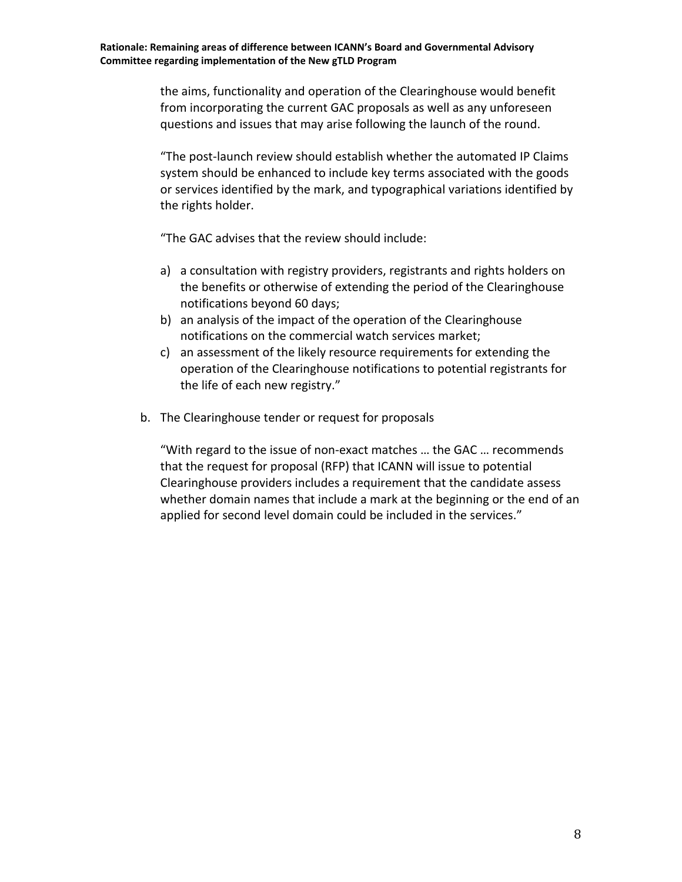the aims, functionality and operation of the Clearinghouse would benefit from incorporating the current GAC proposals as well as any unforeseen questions and issues that may arise following the launch of the round.

"The post-launch review should establish whether the automated IP Claims system should be enhanced to include key terms associated with the goods or services identified by the mark, and typographical variations identified by the rights holder.

"The GAC advises that the review should include:

a) a consultation with registry providers, registrants and rights holders on the benefits or otherwise of extending the period of the Clearinghouse notifications beyond 60 days;
b) an analysis of the impact of the operation of the Clearinghouse notifications on the commercial watch services market;
c) an assessment of the likely resource requirements for extending the operation of the Clearinghouse notifications to potential registrants for the life of each new registry."

b. The Clearinghouse tender or request for proposals

"With regard to the issue of non-exact matches … the GAC … recommends that the request for proposal (RFP) that ICANN will issue to potential Clearinghouse providers includes a requirement that the candidate assess whether domain names that include a mark at the beginning or the end of an applied for second level domain could be included in the services."